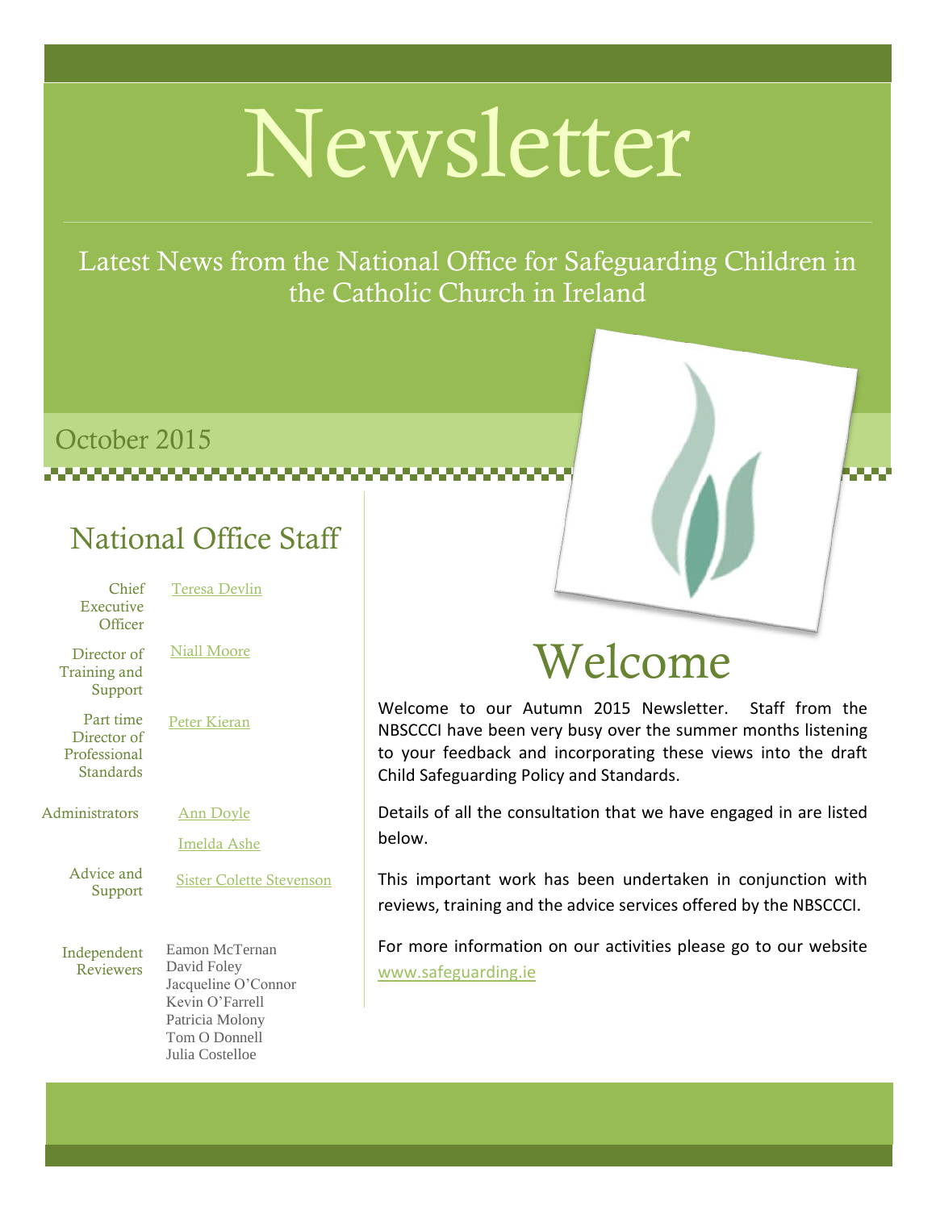# Newsletter

Latest News from the National Office for Safeguarding Children in the Catholic Church in Ireland

October 2015

## National Office Staff

| Role | Name |
| --- | --- |
| Chief Executive Officer | Teresa Devlin |
| Director of Training and Support | Niall Moore |
| Part time Director of Professional Standards | Peter Kieran |
| Administrators | Ann Doyle |
| | Imelda Ashe |
| Advice and Support | Sister Colette Stevenson |
| Independent Reviewers | Eamon McTernan<br>David Foley<br>Jacqueline O'Connor<br>Kevin O'Farrell<br>Patricia Molony<br>Tom O Donnell<br>Julia Costelloe |

# Welcome

Welcome to our Autumn 2015 Newsletter. Staff from the NBSCCCI have been very busy over the summer months listening to your feedback and incorporating these views into the draft Child Safeguarding Policy and Standards.

Details of all the consultation that we have engaged in are listed below.

This important work has been undertaken in conjunction with reviews, training and the advice services offered by the NBSCCCI.

For more information on our activities please go to our website www.safeguarding.ie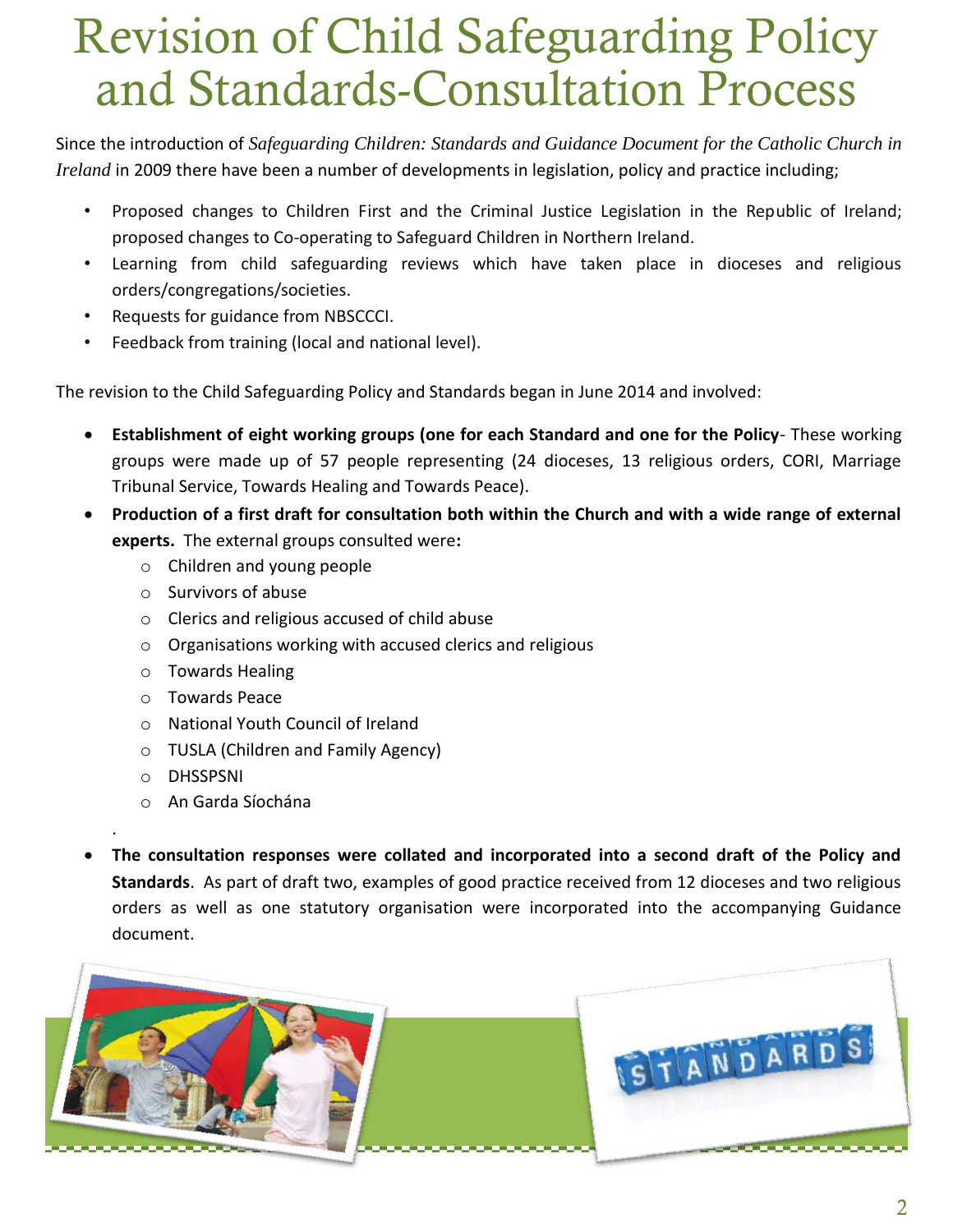# Revision of Child Safeguarding Policy and Standards-Consultation Process

Since the introduction of *Safeguarding Children: Standards and Guidance Document for the Catholic Church in Ireland* in 2009 there have been a number of developments in legislation, policy and practice including;

- Proposed changes to Children First and the Criminal Justice Legislation in the Republic of Ireland; proposed changes to Co-operating to Safeguard Children in Northern Ireland.
- Learning from child safeguarding reviews which have taken place in dioceses and religious orders/congregations/societies.
- Requests for guidance from NBSCCCI.
- Feedback from training (local and national level).

The revision to the Child Safeguarding Policy and Standards began in June 2014 and involved:

- **Establishment of eight working groups (one for each Standard and one for the Policy**- These working groups were made up of 57 people representing (24 dioceses, 13 religious orders, CORI, Marriage Tribunal Service, Towards Healing and Towards Peace).
- **Production of a first draft for consultation both within the Church and with a wide range of external experts.** The external groups consulted were**:**
  - Children and young people
  - Survivors of abuse
  - Clerics and religious accused of child abuse
  - Organisations working with accused clerics and religious
  - Towards Healing
  - Towards Peace
  - National Youth Council of Ireland
  - TUSLA (Children and Family Agency)
  - DHSSPSNI
  - An Garda Síochána
- **The consultation responses were collated and incorporated into a second draft of the Policy and Standards**. As part of draft two, examples of good practice received from 12 dioceses and two religious orders as well as one statutory organisation were incorporated into the accompanying Guidance document.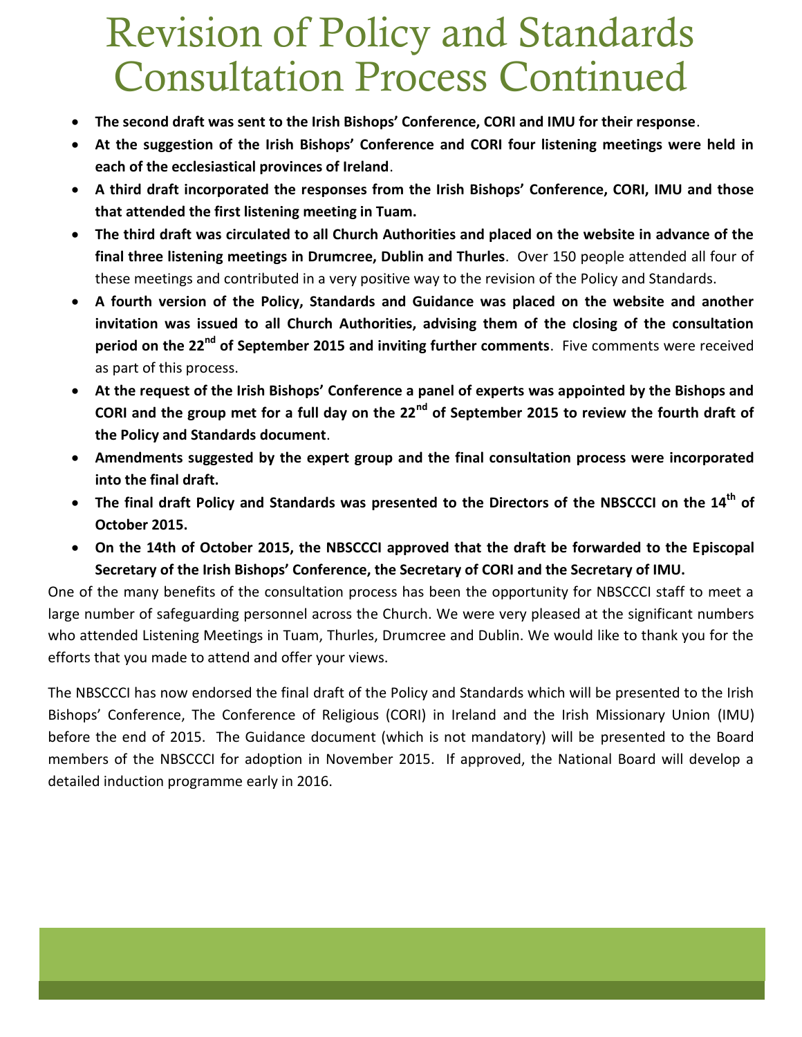# Revision of Policy and Standards Consultation Process Continued

- **The second draft was sent to the Irish Bishops' Conference, CORI and IMU for their response**.
- **At the suggestion of the Irish Bishops' Conference and CORI four listening meetings were held in each of the ecclesiastical provinces of Ireland**.
- **A third draft incorporated the responses from the Irish Bishops' Conference, CORI, IMU and those that attended the first listening meeting in Tuam.**
- **The third draft was circulated to all Church Authorities and placed on the website in advance of the final three listening meetings in Drumcree, Dublin and Thurles**. Over 150 people attended all four of these meetings and contributed in a very positive way to the revision of the Policy and Standards.
- **A fourth version of the Policy, Standards and Guidance was placed on the website and another invitation was issued to all Church Authorities, advising them of the closing of the consultation period on the 22nd of September 2015 and inviting further comments**. Five comments were received as part of this process.
- **At the request of the Irish Bishops' Conference a panel of experts was appointed by the Bishops and CORI and the group met for a full day on the 22nd of September 2015 to review the fourth draft of the Policy and Standards document**.
- **Amendments suggested by the expert group and the final consultation process were incorporated into the final draft.**
- **The final draft Policy and Standards was presented to the Directors of the NBSCCCI on the 14th of October 2015.**
- **On the 14th of October 2015, the NBSCCCI approved that the draft be forwarded to the Episcopal Secretary of the Irish Bishops' Conference, the Secretary of CORI and the Secretary of IMU.**

One of the many benefits of the consultation process has been the opportunity for NBSCCCI staff to meet a large number of safeguarding personnel across the Church. We were very pleased at the significant numbers who attended Listening Meetings in Tuam, Thurles, Drumcree and Dublin. We would like to thank you for the efforts that you made to attend and offer your views.

The NBSCCCI has now endorsed the final draft of the Policy and Standards which will be presented to the Irish Bishops' Conference, The Conference of Religious (CORI) in Ireland and the Irish Missionary Union (IMU) before the end of 2015. The Guidance document (which is not mandatory) will be presented to the Board members of the NBSCCCI for adoption in November 2015. If approved, the National Board will develop a detailed induction programme early in 2016.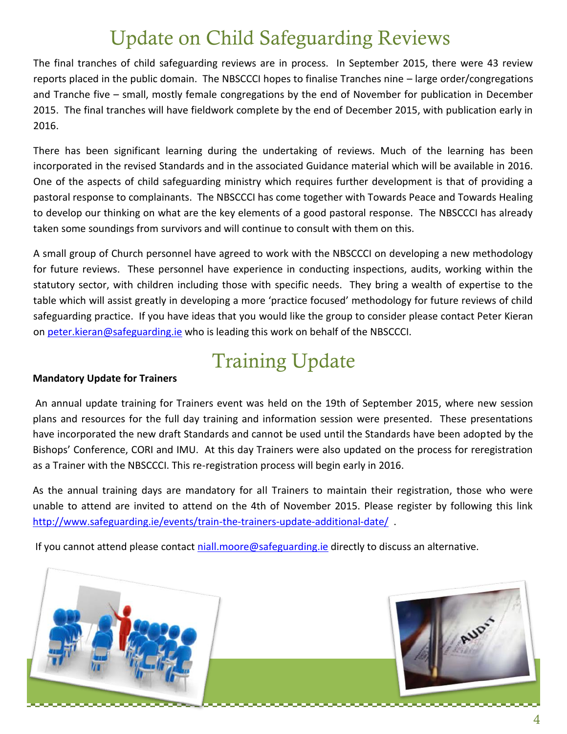# Update on Child Safeguarding Reviews

The final tranches of child safeguarding reviews are in process. In September 2015, there were 43 review reports placed in the public domain. The NBSCCCI hopes to finalise Tranches nine – large order/congregations and Tranche five – small, mostly female congregations by the end of November for publication in December 2015. The final tranches will have fieldwork complete by the end of December 2015, with publication early in 2016.

There has been significant learning during the undertaking of reviews. Much of the learning has been incorporated in the revised Standards and in the associated Guidance material which will be available in 2016. One of the aspects of child safeguarding ministry which requires further development is that of providing a pastoral response to complainants. The NBSCCCI has come together with Towards Peace and Towards Healing to develop our thinking on what are the key elements of a good pastoral response. The NBSCCCI has already taken some soundings from survivors and will continue to consult with them on this.

A small group of Church personnel have agreed to work with the NBSCCCI on developing a new methodology for future reviews. These personnel have experience in conducting inspections, audits, working within the statutory sector, with children including those with specific needs. They bring a wealth of expertise to the table which will assist greatly in developing a more 'practice focused' methodology for future reviews of child safeguarding practice. If you have ideas that you would like the group to consider please contact Peter Kieran on peter.kieran@safeguarding.ie who is leading this work on behalf of the NBSCCCI.

# Training Update

**Mandatory Update for Trainers**

An annual update training for Trainers event was held on the 19th of September 2015, where new session plans and resources for the full day training and information session were presented. These presentations have incorporated the new draft Standards and cannot be used until the Standards have been adopted by the Bishops' Conference, CORI and IMU. At this day Trainers were also updated on the process for reregistration as a Trainer with the NBSCCCI. This re-registration process will begin early in 2016.

As the annual training days are mandatory for all Trainers to maintain their registration, those who were unable to attend are invited to attend on the 4th of November 2015. Please register by following this link http://www.safeguarding.ie/events/train-the-trainers-update-additional-date/ .

If you cannot attend please contact niall.moore@safeguarding.ie directly to discuss an alternative.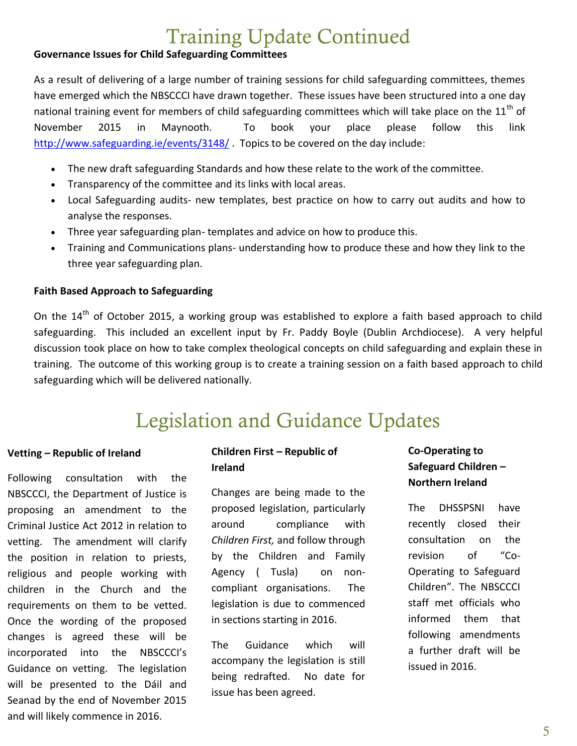# Training Update Continued

### Governance Issues for Child Safeguarding Committees

As a result of delivering of a large number of training sessions for child safeguarding committees, themes have emerged which the NBSCCCI have drawn together. These issues have been structured into a one day national training event for members of child safeguarding committees which will take place on the 11th of November 2015 in Maynooth. To book your place please follow this link http://www.safeguarding.ie/events/3148/ . Topics to be covered on the day include:

- The new draft safeguarding Standards and how these relate to the work of the committee.
- Transparency of the committee and its links with local areas.
- Local Safeguarding audits- new templates, best practice on how to carry out audits and how to analyse the responses.
- Three year safeguarding plan- templates and advice on how to produce this.
- Training and Communications plans- understanding how to produce these and how they link to the three year safeguarding plan.

### Faith Based Approach to Safeguarding

On the 14th of October 2015, a working group was established to explore a faith based approach to child safeguarding. This included an excellent input by Fr. Paddy Boyle (Dublin Archdiocese). A very helpful discussion took place on how to take complex theological concepts on child safeguarding and explain these in training. The outcome of this working group is to create a training session on a faith based approach to child safeguarding which will be delivered nationally.

# Legislation and Guidance Updates

### Vetting – Republic of Ireland

Following consultation with the NBSCCCI, the Department of Justice is proposing an amendment to the Criminal Justice Act 2012 in relation to vetting. The amendment will clarify the position in relation to priests, religious and people working with children in the Church and the requirements on them to be vetted. Once the wording of the proposed changes is agreed these will be incorporated into the NBSCCCI's Guidance on vetting. The legislation will be presented to the Dáil and Seanad by the end of November 2015 and will likely commence in 2016.

### Children First – Republic of Ireland

Changes are being made to the proposed legislation, particularly around compliance with *Children First,* and follow through by the Children and Family Agency ( Tusla) on non-compliant organisations. The legislation is due to commenced in sections starting in 2016.

The Guidance which will accompany the legislation is still being redrafted. No date for issue has been agreed.

### Co-Operating to Safeguard Children – Northern Ireland

The DHSSPSNI have recently closed their consultation on the revision of "Co-Operating to Safeguard Children". The NBSCCCI staff met officials who informed them that following amendments a further draft will be issued in 2016.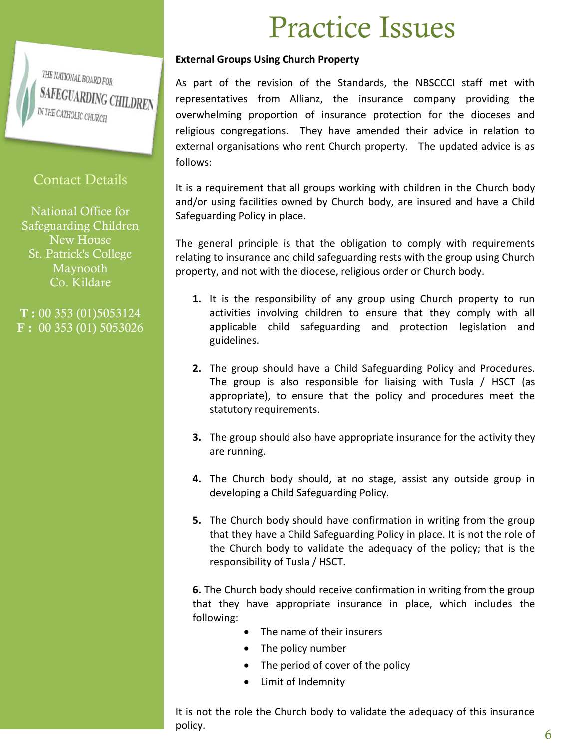THE NATIONAL BOARD FOR SAFEGUARDING CHILDREN IN THE CATHOLIC CHURCH

## Contact Details

National Office for Safeguarding Children
New House
St. Patrick's College
Maynooth
Co. Kildare

**T :** 00 353 (01)5053124
**F :** 00 353 (01) 5053026

# Practice Issues

**External Groups Using Church Property**

As part of the revision of the Standards, the NBSCCCI staff met with representatives from Allianz, the insurance company providing the overwhelming proportion of insurance protection for the dioceses and religious congregations. They have amended their advice in relation to external organisations who rent Church property. The updated advice is as follows:

It is a requirement that all groups working with children in the Church body and/or using facilities owned by Church body, are insured and have a Child Safeguarding Policy in place.

The general principle is that the obligation to comply with requirements relating to insurance and child safeguarding rests with the group using Church property, and not with the diocese, religious order or Church body.

1. It is the responsibility of any group using Church property to run activities involving children to ensure that they comply with all applicable child safeguarding and protection legislation and guidelines.
2. The group should have a Child Safeguarding Policy and Procedures. The group is also responsible for liaising with Tusla / HSCT (as appropriate), to ensure that the policy and procedures meet the statutory requirements.
3. The group should also have appropriate insurance for the activity they are running.
4. The Church body should, at no stage, assist any outside group in developing a Child Safeguarding Policy.
5. The Church body should have confirmation in writing from the group that they have a Child Safeguarding Policy in place. It is not the role of the Church body to validate the adequacy of the policy; that is the responsibility of Tusla / HSCT.
6. The Church body should receive confirmation in writing from the group that they have appropriate insurance in place, which includes the following:
    - The name of their insurers
    - The policy number
    - The period of cover of the policy
    - Limit of Indemnity

It is not the role the Church body to validate the adequacy of this insurance policy.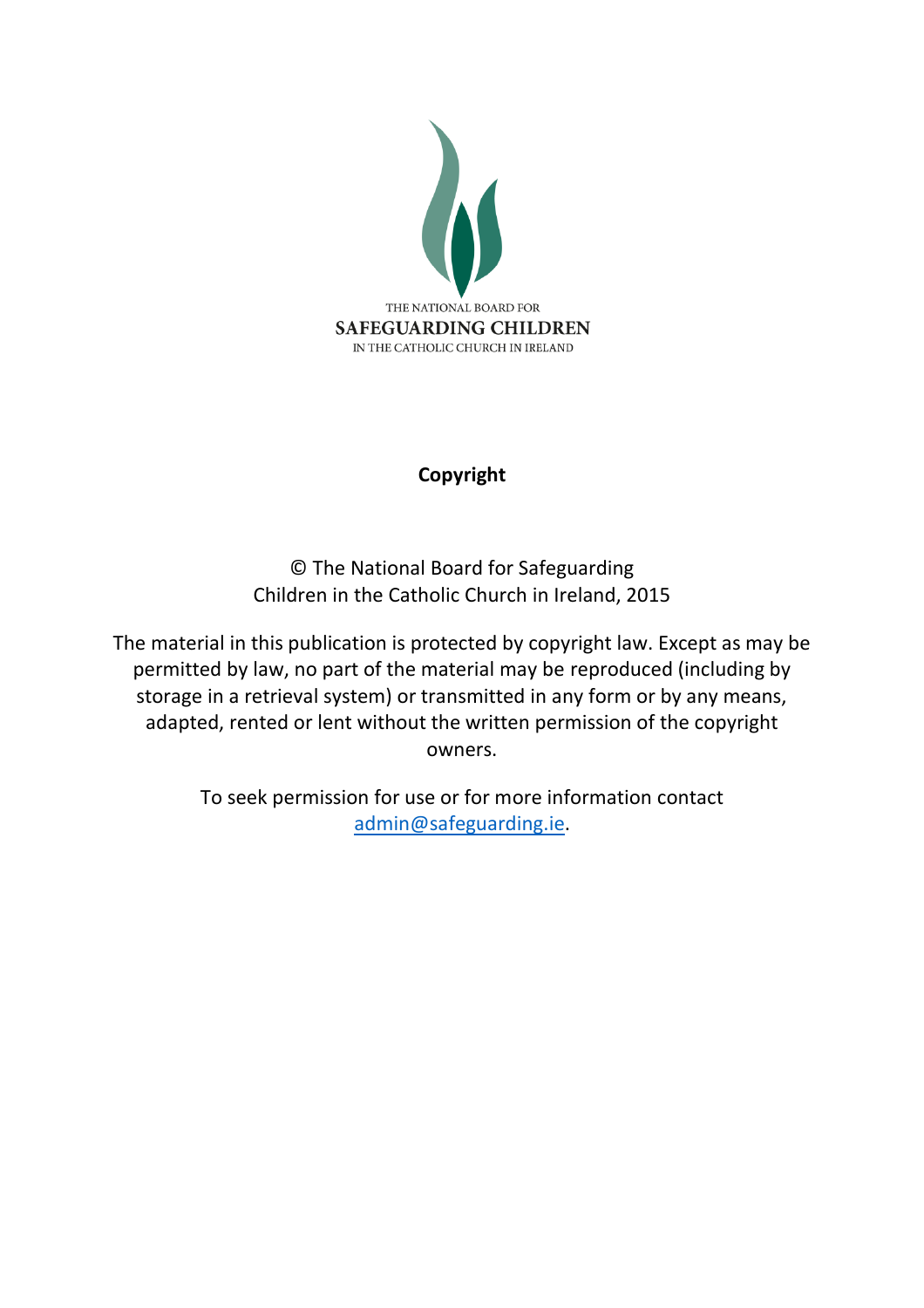THE NATIONAL BOARD FOR
**SAFEGUARDING CHILDREN**
IN THE CATHOLIC CHURCH IN IRELAND

**Copyright**

© The National Board for Safeguarding Children in the Catholic Church in Ireland, 2015

The material in this publication is protected by copyright law. Except as may be permitted by law, no part of the material may be reproduced (including by storage in a retrieval system) or transmitted in any form or by any means, adapted, rented or lent without the written permission of the copyright owners.

To seek permission for use or for more information contact admin@safeguarding.ie.